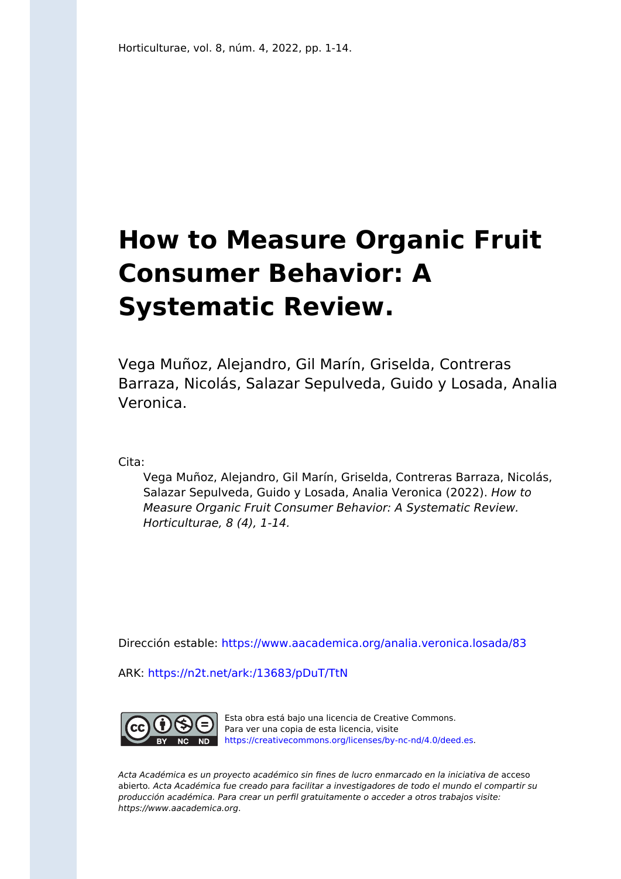Horticulturae, vol. 8, núm. 4, 2022, pp. 1-14.

# How to Measure Organic Fruit Consumer Behavior: A Systematic Review.

Vega Muñoz, Alejandro, Gil Marín, Griselda, Contreras Barraza, Nicolás, Salazar Sepulveda, Guido y Losada, Analia Veronica.

Cita:

> Vega Muñoz, Alejandro, Gil Marín, Griselda, Contreras Barraza, Nicolás, Salazar Sepulveda, Guido y Losada, Analia Veronica (2022). *How to Measure Organic Fruit Consumer Behavior: A Systematic Review. Horticulturae, 8 (4), 1-14.*

Dirección estable: https://www.aacademica.org/analia.veronica.losada/83

ARK: https://n2t.net/ark:/13683/pDuT/TtN

Esta obra está bajo una licencia de Creative Commons. Para ver una copia de esta licencia, visite https://creativecommons.org/licenses/by-nc-nd/4.0/deed.es.

*Acta Académica es un proyecto académico sin fines de lucro enmarcado en la iniciativa de* acceso abierto. *Acta Académica fue creado para facilitar a investigadores de todo el mundo el compartir su producción académica. Para crear un perfil gratuitamente o acceder a otros trabajos visite: https://www.aacademica.org.*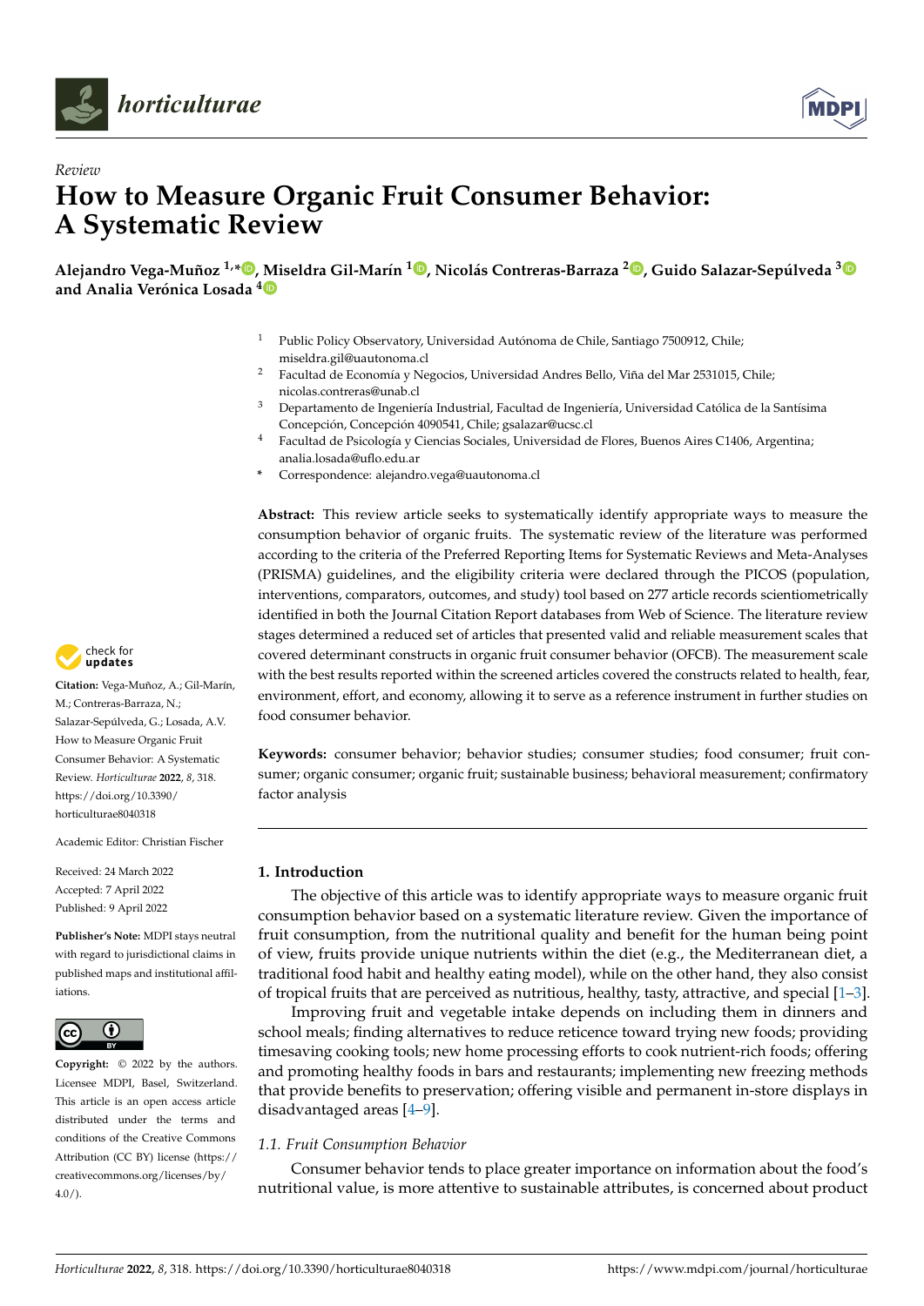## Review

# How to Measure Organic Fruit Consumer Behavior: A Systematic Review

**Alejandro Vega-Muñoz [1,*], Miseldra Gil-Marín [1], Nicolás Contreras-Barraza [2], Guido Salazar-Sepúlveda [3] and Analia Verónica Losada [4]**

[1] Public Policy Observatory, Universidad Autónoma de Chile, Santiago 7500912, Chile; miseldra.gil@uautonoma.cl

[2] Facultad de Economía y Negocios, Universidad Andres Bello, Viña del Mar 2531015, Chile; nicolas.contreras@unab.cl

[3] Departamento de Ingeniería Industrial, Facultad de Ingeniería, Universidad Católica de la Santísima Concepción, Concepción 4090541, Chile; gsalazar@ucsc.cl

[4] Facultad de Psicología y Ciencias Sociales, Universidad de Flores, Buenos Aires C1406, Argentina; analia.losada@uflo.edu.ar

\* Correspondence: alejandro.vega@uautonoma.cl

**Abstract:** This review article seeks to systematically identify appropriate ways to measure the consumption behavior of organic fruits. The systematic review of the literature was performed according to the criteria of the Preferred Reporting Items for Systematic Reviews and Meta-Analyses (PRISMA) guidelines, and the eligibility criteria were declared through the PICOS (population, interventions, comparators, outcomes, and study) tool based on 277 article records scientometrically identified in both the Journal Citation Report databases from Web of Science. The literature review stages determined a reduced set of articles that presented valid and reliable measurement scales that covered determinant constructs in organic fruit consumer behavior (OFCB). The measurement scale with the best results reported within the screened articles covered the constructs related to health, fear, environment, effort, and economy, allowing it to serve as a reference instrument in further studies on food consumer behavior.

**Keywords:** consumer behavior; behavior studies; consumer studies; food consumer; fruit consumer; organic consumer; organic fruit; sustainable business; behavioral measurement; confirmatory factor analysis

**Citation:** Vega-Muñoz, A.; Gil-Marín, M.; Contreras-Barraza, N.; Salazar-Sepúlveda, G.; Losada, A.V. How to Measure Organic Fruit Consumer Behavior: A Systematic Review. *Horticulturae* **2022**, *8*, 318. https://doi.org/10.3390/horticulturae8040318

Academic Editor: Christian Fischer

Received: 24 March 2022
Accepted: 7 April 2022
Published: 9 April 2022

**Publisher's Note:** MDPI stays neutral with regard to jurisdictional claims in published maps and institutional affiliations.

**Copyright:** © 2022 by the authors. Licensee MDPI, Basel, Switzerland. This article is an open access article distributed under the terms and conditions of the Creative Commons Attribution (CC BY) license (https://creativecommons.org/licenses/by/4.0/).

## 1. Introduction

The objective of this article was to identify appropriate ways to measure organic fruit consumption behavior based on a systematic literature review. Given the importance of fruit consumption, from the nutritional quality and benefit for the human being point of view, fruits provide unique nutrients within the diet (e.g., the Mediterranean diet, a traditional food habit and healthy eating model), while on the other hand, they also consist of tropical fruits that are perceived as nutritious, healthy, tasty, attractive, and special [1–3].

Improving fruit and vegetable intake depends on including them in dinners and school meals; finding alternatives to reduce reticence toward trying new foods; providing timesaving cooking tools; new home processing efforts to cook nutrient-rich foods; offering and promoting healthy foods in bars and restaurants; implementing new freezing methods that provide benefits to preservation; offering visible and permanent in-store displays in disadvantaged areas [4–9].

### 1.1. Fruit Consumption Behavior

Consumer behavior tends to place greater importance on information about the food's nutritional value, is more attentive to sustainable attributes, is concerned about product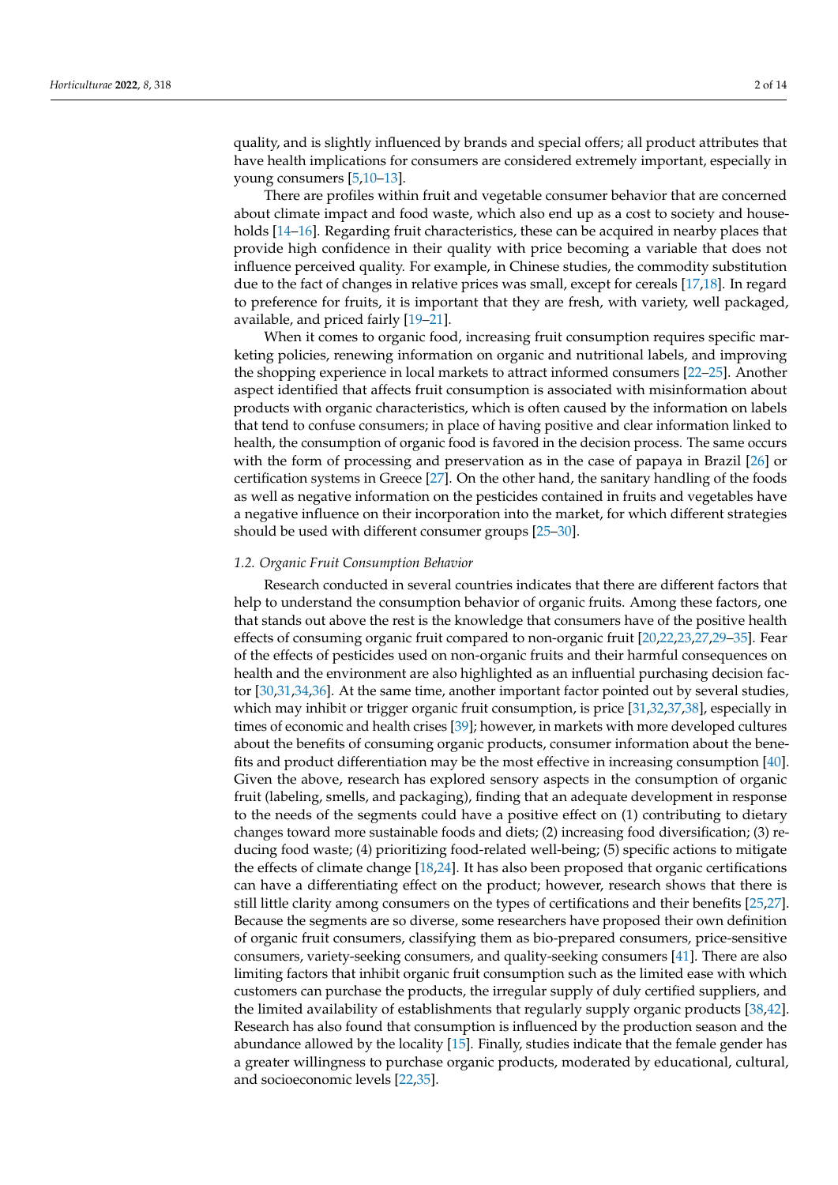quality, and is slightly influenced by brands and special offers; all product attributes that have health implications for consumers are considered extremely important, especially in young consumers [5,10–13].

There are profiles within fruit and vegetable consumer behavior that are concerned about climate impact and food waste, which also end up as a cost to society and households [14–16]. Regarding fruit characteristics, these can be acquired in nearby places that provide high confidence in their quality with price becoming a variable that does not influence perceived quality. For example, in Chinese studies, the commodity substitution due to the fact of changes in relative prices was small, except for cereals [17,18]. In regard to preference for fruits, it is important that they are fresh, with variety, well packaged, available, and priced fairly [19–21].

When it comes to organic food, increasing fruit consumption requires specific marketing policies, renewing information on organic and nutritional labels, and improving the shopping experience in local markets to attract informed consumers [22–25]. Another aspect identified that affects fruit consumption is associated with misinformation about products with organic characteristics, which is often caused by the information on labels that tend to confuse consumers; in place of having positive and clear information linked to health, the consumption of organic food is favored in the decision process. The same occurs with the form of processing and preservation as in the case of papaya in Brazil [26] or certification systems in Greece [27]. On the other hand, the sanitary handling of the foods as well as negative information on the pesticides contained in fruits and vegetables have a negative influence on their incorporation into the market, for which different strategies should be used with different consumer groups [25–30].

### *1.2. Organic Fruit Consumption Behavior*

Research conducted in several countries indicates that there are different factors that help to understand the consumption behavior of organic fruits. Among these factors, one that stands out above the rest is the knowledge that consumers have of the positive health effects of consuming organic fruit compared to non-organic fruit [20,22,23,27,29–35]. Fear of the effects of pesticides used on non-organic fruits and their harmful consequences on health and the environment are also highlighted as an influential purchasing decision factor [30,31,34,36]. At the same time, another important factor pointed out by several studies, which may inhibit or trigger organic fruit consumption, is price [31,32,37,38], especially in times of economic and health crises [39]; however, in markets with more developed cultures about the benefits of consuming organic products, consumer information about the benefits and product differentiation may be the most effective in increasing consumption [40]. Given the above, research has explored sensory aspects in the consumption of organic fruit (labeling, smells, and packaging), finding that an adequate development in response to the needs of the segments could have a positive effect on (1) contributing to dietary changes toward more sustainable foods and diets; (2) increasing food diversification; (3) reducing food waste; (4) prioritizing food-related well-being; (5) specific actions to mitigate the effects of climate change [18,24]. It has also been proposed that organic certifications can have a differentiating effect on the product; however, research shows that there is still little clarity among consumers on the types of certifications and their benefits [25,27]. Because the segments are so diverse, some researchers have proposed their own definition of organic fruit consumers, classifying them as bio-prepared consumers, price-sensitive consumers, variety-seeking consumers, and quality-seeking consumers [41]. There are also limiting factors that inhibit organic fruit consumption such as the limited ease with which customers can purchase the products, the irregular supply of duly certified suppliers, and the limited availability of establishments that regularly supply organic products [38,42]. Research has also found that consumption is influenced by the production season and the abundance allowed by the locality [15]. Finally, studies indicate that the female gender has a greater willingness to purchase organic products, moderated by educational, cultural, and socioeconomic levels [22,35].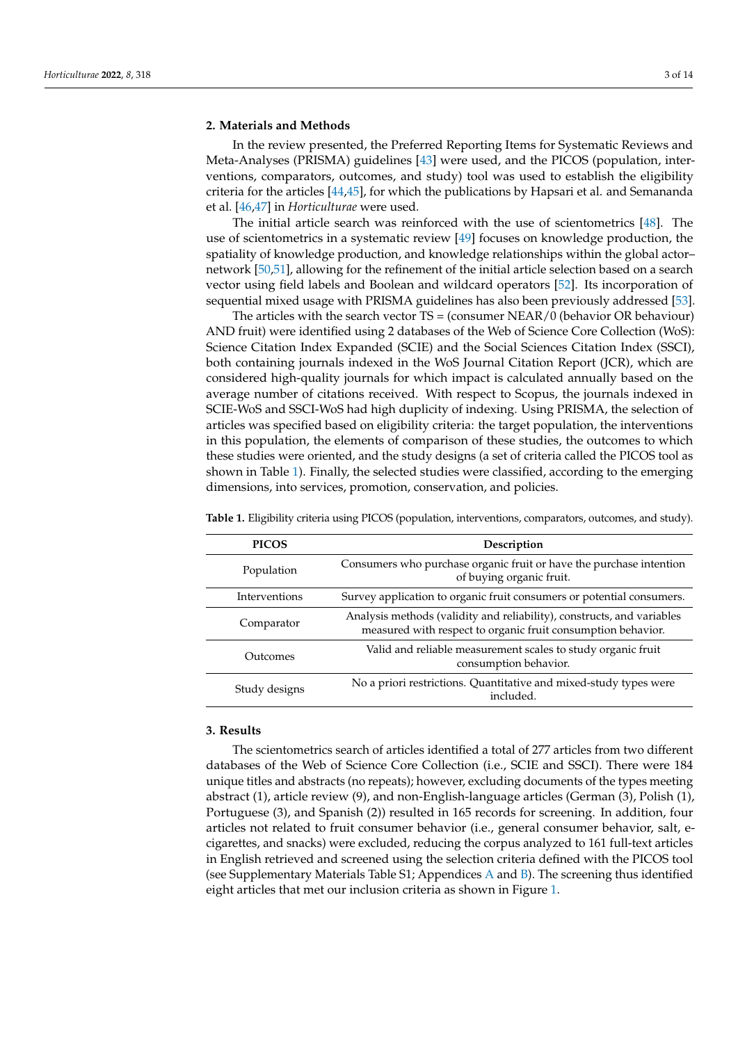## 2. Materials and Methods

In the review presented, the Preferred Reporting Items for Systematic Reviews and Meta-Analyses (PRISMA) guidelines [43] were used, and the PICOS (population, interventions, comparators, outcomes, and study) tool was used to establish the eligibility criteria for the articles [44,45], for which the publications by Hapsari et al. and Semananda et al. [46,47] in *Horticulturae* were used.

The initial article search was reinforced with the use of scientometrics [48]. The use of scientometrics in a systematic review [49] focuses on knowledge production, the spatiality of knowledge production, and knowledge relationships within the global actor–network [50,51], allowing for the refinement of the initial article selection based on a search vector using field labels and Boolean and wildcard operators [52]. Its incorporation of sequential mixed usage with PRISMA guidelines has also been previously addressed [53].

The articles with the search vector TS = (consumer NEAR/0 (behavior OR behaviour) AND fruit) were identified using 2 databases of the Web of Science Core Collection (WoS): Science Citation Index Expanded (SCIE) and the Social Sciences Citation Index (SSCI), both containing journals indexed in the WoS Journal Citation Report (JCR), which are considered high-quality journals for which impact is calculated annually based on the average number of citations received. With respect to Scopus, the journals indexed in SCIE-WoS and SSCI-WoS had high duplicity of indexing. Using PRISMA, the selection of articles was specified based on eligibility criteria: the target population, the interventions in this population, the elements of comparison of these studies, the outcomes to which these studies were oriented, and the study designs (a set of criteria called the PICOS tool as shown in Table 1). Finally, the selected studies were classified, according to the emerging dimensions, into services, promotion, conservation, and policies.

**Table 1.** Eligibility criteria using PICOS (population, interventions, comparators, outcomes, and study).

| PICOS | Description |
| --- | --- |
| Population | Consumers who purchase organic fruit or have the purchase intention of buying organic fruit. |
| Interventions | Survey application to organic fruit consumers or potential consumers. |
| Comparator | Analysis methods (validity and reliability), constructs, and variables measured with respect to organic fruit consumption behavior. |
| Outcomes | Valid and reliable measurement scales to study organic fruit consumption behavior. |
| Study designs | No a priori restrictions. Quantitative and mixed-study types were included. |

## 3. Results

The scientometrics search of articles identified a total of 277 articles from two different databases of the Web of Science Core Collection (i.e., SCIE and SSCI). There were 184 unique titles and abstracts (no repeats); however, excluding documents of the types meeting abstract (1), article review (9), and non-English-language articles (German (3), Polish (1), Portuguese (3), and Spanish (2)) resulted in 165 records for screening. In addition, four articles not related to fruit consumer behavior (i.e., general consumer behavior, salt, e-cigarettes, and snacks) were excluded, reducing the corpus analyzed to 161 full-text articles in English retrieved and screened using the selection criteria defined with the PICOS tool (see Supplementary Materials Table S1; Appendices A and B). The screening thus identified eight articles that met our inclusion criteria as shown in Figure 1.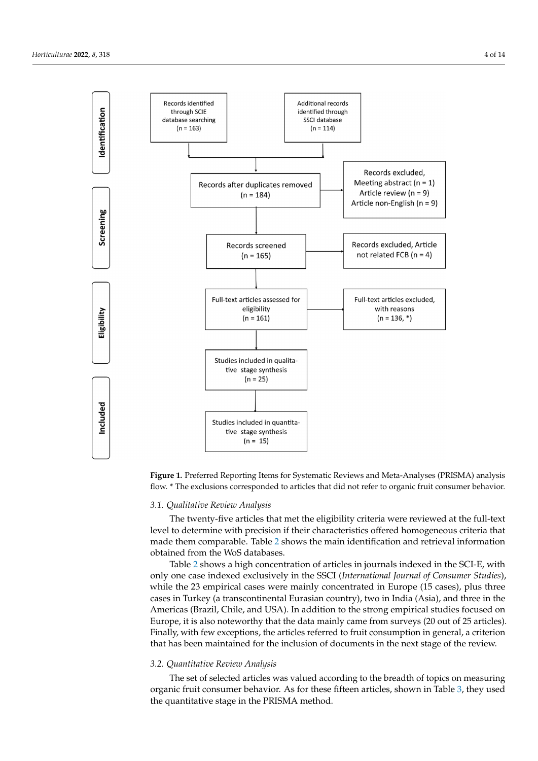**Figure 1.** Preferred Reporting Items for Systematic Reviews and Meta-Analyses (PRISMA) analysis flow. * The exclusions corresponded to articles that did not refer to organic fruit consumer behavior.

### 3.1. Qualitative Review Analysis

The twenty-five articles that met the eligibility criteria were reviewed at the full-text level to determine with precision if their characteristics offered homogeneous criteria that made them comparable. Table 2 shows the main identification and retrieval information obtained from the WoS databases.

Table 2 shows a high concentration of articles in journals indexed in the SCI-E, with only one case indexed exclusively in the SSCI (*International Journal of Consumer Studies*), while the 23 empirical cases were mainly concentrated in Europe (15 cases), plus three cases in Turkey (a transcontinental Eurasian country), two in India (Asia), and three in the Americas (Brazil, Chile, and USA). In addition to the strong empirical studies focused on Europe, it is also noteworthy that the data mainly came from surveys (20 out of 25 articles). Finally, with few exceptions, the articles referred to fruit consumption in general, a criterion that has been maintained for the inclusion of documents in the next stage of the review.

### 3.2. Quantitative Review Analysis

The set of selected articles was valued according to the breadth of topics on measuring organic fruit consumer behavior. As for these fifteen articles, shown in Table 3, they used the quantitative stage in the PRISMA method.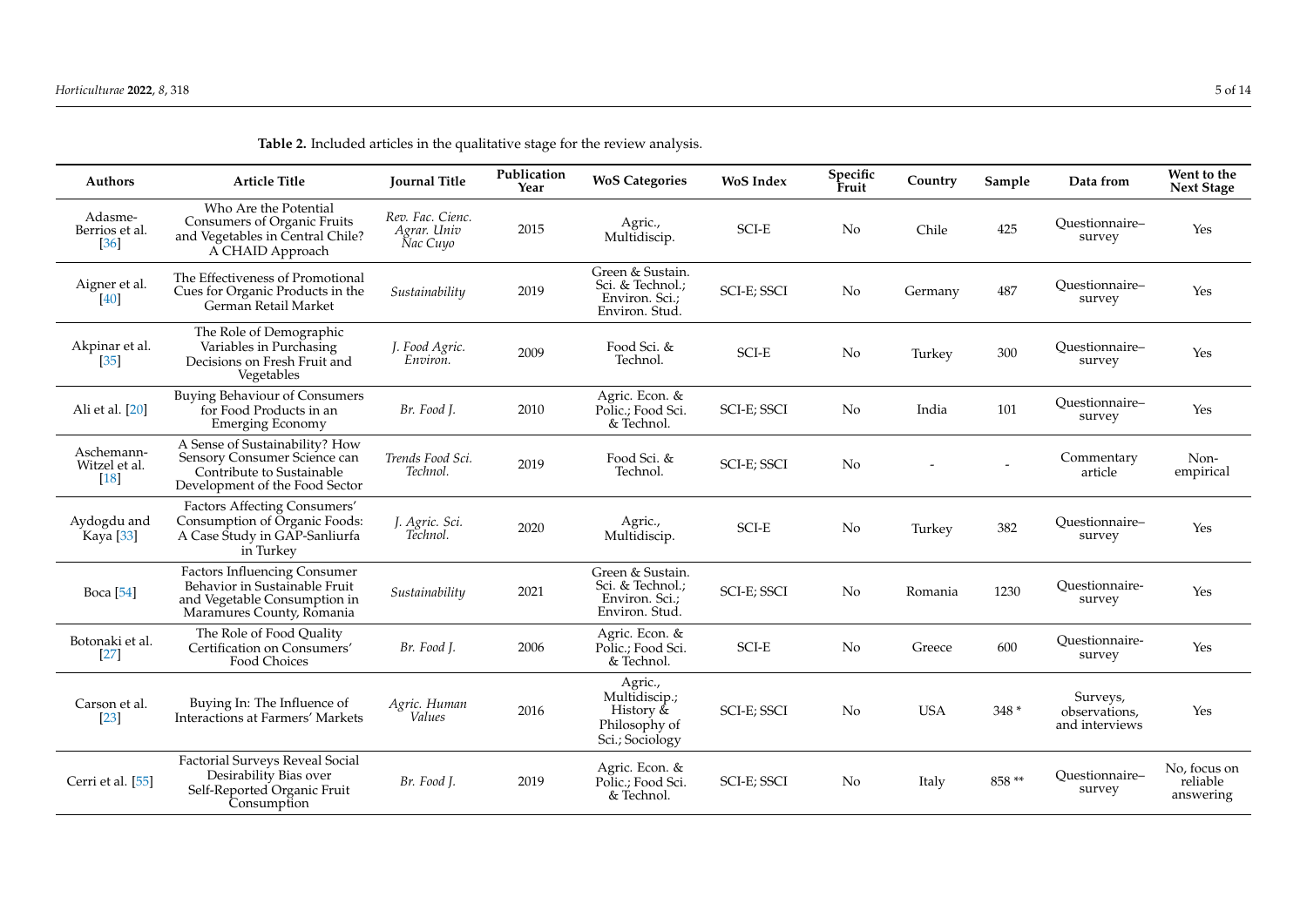**Table 2.** Included articles in the qualitative stage for the review analysis.

| Authors | Article Title | Journal Title | Publication Year | WoS Categories | WoS Index | Specific Fruit | Country | Sample | Data from | Went to the Next Stage |
|---|---|---|---|---|---|---|---|---|---|---|
| Adasme-Berrios et al. [36] | Who Are the Potential Consumers of Organic Fruits and Vegetables in Central Chile? A CHAID Approach | *Rev. Fac. Cienc. Agrar. Univ Nac Cuyo* | 2015 | Agric., Multidiscip. | SCI-E | No | Chile | 425 | Questionnaire–survey | Yes |
| Aigner et al. [40] | The Effectiveness of Promotional Cues for Organic Products in the German Retail Market | *Sustainability* | 2019 | Green & Sustain. Sci. & Technol.; Environ. Sci.; Environ. Stud. | SCI-E; SSCI | No | Germany | 487 | Questionnaire–survey | Yes |
| Akpinar et al. [35] | The Role of Demographic Variables in Purchasing Decisions on Fresh Fruit and Vegetables | *J. Food Agric. Environ.* | 2009 | Food Sci. & Technol. | SCI-E | No | Turkey | 300 | Questionnaire–survey | Yes |
| Ali et al. [20] | Buying Behaviour of Consumers for Food Products in an Emerging Economy | *Br. Food J.* | 2010 | Agric. Econ. & Polic.; Food Sci. & Technol. | SCI-E; SSCI | No | India | 101 | Questionnaire–survey | Yes |
| Aschemann-Witzel et al. [18] | A Sense of Sustainability? How Sensory Consumer Science can Contribute to Sustainable Development of the Food Sector | *Trends Food Sci. Technol.* | 2019 | Food Sci. & Technol. | SCI-E; SSCI | No | - | - | Commentary article | Non-empirical |
| Aydogdu and Kaya [33] | Factors Affecting Consumers' Consumption of Organic Foods: A Case Study in GAP-Sanliurfa in Turkey | *J. Agric. Sci. Technol.* | 2020 | Agric., Multidiscip. | SCI-E | No | Turkey | 382 | Questionnaire–survey | Yes |
| Boca [54] | Factors Influencing Consumer Behavior in Sustainable Fruit and Vegetable Consumption in Maramures County, Romania | *Sustainability* | 2021 | Green & Sustain. Sci. & Technol.; Environ. Sci.; Environ. Stud. | SCI-E; SSCI | No | Romania | 1230 | Questionnaire-survey | Yes |
| Botonaki et al. [27] | The Role of Food Quality Certification on Consumers' Food Choices | *Br. Food J.* | 2006 | Agric. Econ. & Polic.; Food Sci. & Technol. | SCI-E | No | Greece | 600 | Questionnaire-survey | Yes |
| Carson et al. [23] | Buying In: The Influence of Interactions at Farmers' Markets | *Agric. Human Values* | 2016 | Agric., Multidiscip.; History & Philosophy of Sci.; Sociology | SCI-E; SSCI | No | USA | 348 * | Surveys, observations, and interviews | Yes |
| Cerri et al. [55] | Factorial Surveys Reveal Social Desirability Bias over Self-Reported Organic Fruit Consumption | *Br. Food J.* | 2019 | Agric. Econ. & Polic.; Food Sci. & Technol. | SCI-E; SSCI | No | Italy | 858 ** | Questionnaire–survey | No, focus on reliable answering |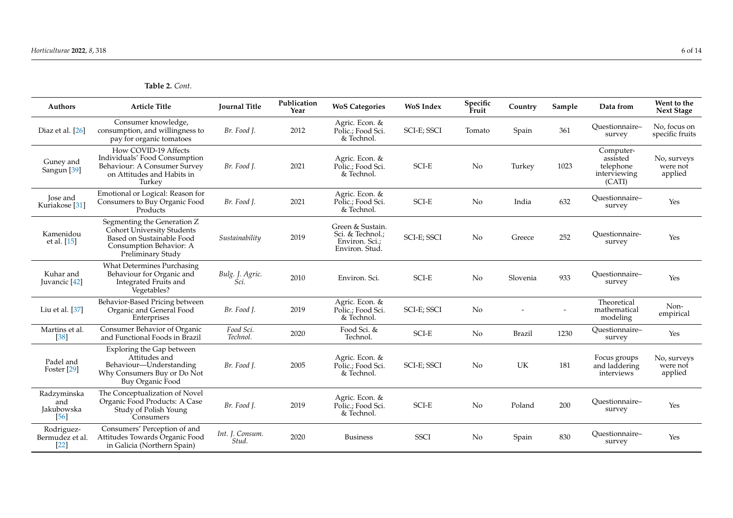**Table 2.** *Cont.*

| Authors | Article Title | Journal Title | Publication Year | WoS Categories | WoS Index | Specific Fruit | Country | Sample | Data from | Went to the Next Stage |
|---|---|---|---|---|---|---|---|---|---|---|
| Diaz et al. [26] | Consumer knowledge, consumption, and willingness to pay for organic tomatoes | *Br. Food J.* | 2012 | Agric. Econ. & Polic.; Food Sci. & Technol. | SCI-E; SSCI | Tomato | Spain | 361 | Questionnaire–survey | No, focus on specific fruits |
| Guney and Sangun [39] | How COVID-19 Affects Individuals' Food Consumption Behaviour: A Consumer Survey on Attitudes and Habits in Turkey | *Br. Food J.* | 2021 | Agric. Econ. & Polic.; Food Sci. & Technol. | SCI-E | No | Turkey | 1023 | Computer-assisted telephone interviewing (CATI) | No, surveys were not applied |
| Jose and Kuriakose [31] | Emotional or Logical: Reason for Consumers to Buy Organic Food Products | *Br. Food J.* | 2021 | Agric. Econ. & Polic.; Food Sci. & Technol. | SCI-E | No | India | 632 | Questionnaire–survey | Yes |
| Kamenidou et al. [15] | Segmenting the Generation Z Cohort University Students Based on Sustainable Food Consumption Behavior: A Preliminary Study | *Sustainability* | 2019 | Green & Sustain. Sci. & Technol.; Environ. Sci.; Environ. Stud. | SCI-E; SSCI | No | Greece | 252 | Questionnaire-survey | Yes |
| Kuhar and Juvancic [42] | What Determines Purchasing Behaviour for Organic and Integrated Fruits and Vegetables? | *Bulg. J. Agric. Sci.* | 2010 | Environ. Sci. | SCI-E | No | Slovenia | 933 | Questionnaire–survey | Yes |
| Liu et al. [37] | Behavior-Based Pricing between Organic and General Food Enterprises | *Br. Food J.* | 2019 | Agric. Econ. & Polic.; Food Sci. & Technol. | SCI-E; SSCI | No | - | - | Theoretical mathematical modeling | Non-empirical |
| Martins et al. [38] | Consumer Behavior of Organic and Functional Foods in Brazil | *Food Sci. Technol.* | 2020 | Food Sci. & Technol. | SCI-E | No | Brazil | 1230 | Questionnaire–survey | Yes |
| Padel and Foster [29] | Exploring the Gap between Attitudes and Behaviour—Understanding Why Consumers Buy or Do Not Buy Organic Food | *Br. Food J.* | 2005 | Agric. Econ. & Polic.; Food Sci. & Technol. | SCI-E; SSCI | No | UK | 181 | Focus groups and laddering interviews | No, surveys were not applied |
| Radzyminska and Jakubowska [56] | The Conceptualization of Novel Organic Food Products: A Case Study of Polish Young Consumers | *Br. Food J.* | 2019 | Agric. Econ. & Polic.; Food Sci. & Technol. | SCI-E | No | Poland | 200 | Questionnaire–survey | Yes |
| Rodriguez-Bermudez et al. [22] | Consumers' Perception of and Attitudes Towards Organic Food in Galicia (Northern Spain) | *Int. J. Consum. Stud.* | 2020 | Business | SSCI | No | Spain | 830 | Questionnaire–survey | Yes |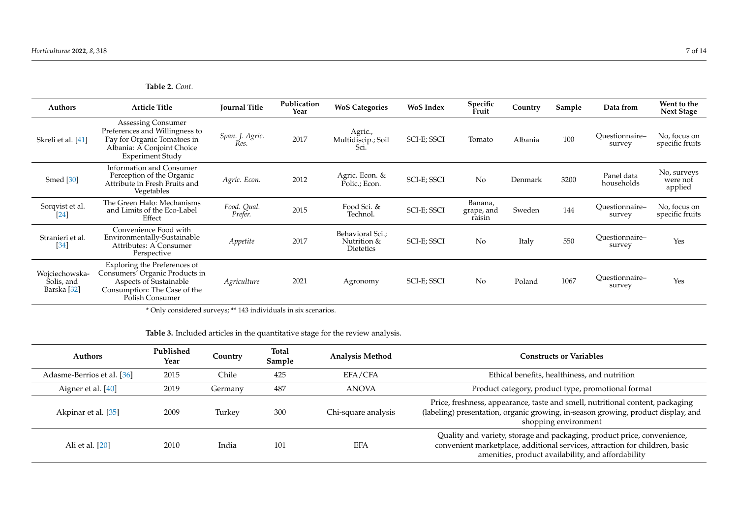**Table 2.** *Cont.*

| Authors | Article Title | Journal Title | Publication Year | WoS Categories | WoS Index | Specific Fruit | Country | Sample | Data from | Went to the Next Stage |
|---|---|---|---|---|---|---|---|---|---|---|
| Skreli et al. [41] | Assessing Consumer Preferences and Willingness to Pay for Organic Tomatoes in Albania: A Conjoint Choice Experiment Study | *Span. J. Agric. Res.* | 2017 | Agric., Multidiscip.; Soil Sci. | SCI-E; SSCI | Tomato | Albania | 100 | Questionnaire–survey | No, focus on specific fruits |
| Smed [30] | Information and Consumer Perception of the Organic Attribute in Fresh Fruits and Vegetables | *Agric. Econ.* | 2012 | Agric. Econ. & Polic.; Econ. | SCI-E; SSCI | No | Denmark | 3200 | Panel data households | No, surveys were not applied |
| Sorqvist et al. [24] | The Green Halo: Mechanisms and Limits of the Eco-Label Effect | *Food. Qual. Prefer.* | 2015 | Food Sci. & Technol. | SCI-E; SSCI | Banana, grape, and raisin | Sweden | 144 | Questionnaire–survey | No, focus on specific fruits |
| Stranieri et al. [34] | Convenience Food with Environmentally-Sustainable Attributes: A Consumer Perspective | *Appetite* | 2017 | Behavioral Sci.; Nutrition & Dietetics | SCI-E; SSCI | No | Italy | 550 | Questionnaire–survey | Yes |
| Wojciechowska-Solis, and Barska [32] | Exploring the Preferences of Consumers' Organic Products in Aspects of Sustainable Consumption: The Case of the Polish Consumer | *Agriculture* | 2021 | Agronomy | SCI-E; SSCI | No | Poland | 1067 | Questionnaire–survey | Yes |

\* Only considered surveys; \*\* 143 individuals in six scenarios.

**Table 3.** Included articles in the quantitative stage for the review analysis.

| Authors | Published Year | Country | Total Sample | Analysis Method | Constructs or Variables |
|---|---|---|---|---|---|
| Adasme-Berrios et al. [36] | 2015 | Chile | 425 | EFA/CFA | Ethical benefits, healthiness, and nutrition |
| Aigner et al. [40] | 2019 | Germany | 487 | ANOVA | Product category, product type, promotional format |
| Akpinar et al. [35] | 2009 | Turkey | 300 | Chi-square analysis | Price, freshness, appearance, taste and smell, nutritional content, packaging (labeling) presentation, organic growing, in-season growing, product display, and shopping environment |
| Ali et al. [20] | 2010 | India | 101 | EFA | Quality and variety, storage and packaging, product price, convenience, convenient marketplace, additional services, attraction for children, basic amenities, product availability, and affordability |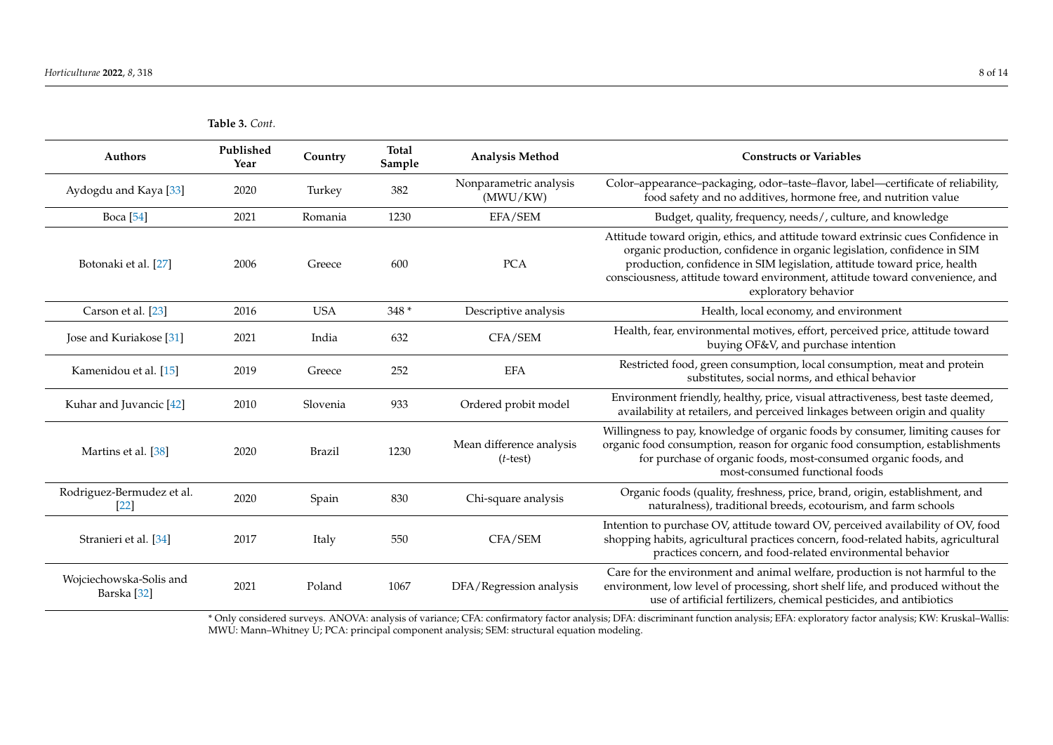**Table 3.** *Cont.*

| Authors | Published Year | Country | Total Sample | Analysis Method | Constructs or Variables |
|---|---|---|---|---|---|
| Aydogdu and Kaya [33] | 2020 | Turkey | 382 | Nonparametric analysis (MWU/KW) | Color–appearance–packaging, odor–taste–flavor, label—certificate of reliability, food safety and no additives, hormone free, and nutrition value |
| Boca [54] | 2021 | Romania | 1230 | EFA/SEM | Budget, quality, frequency, needs/, culture, and knowledge |
| Botonaki et al. [27] | 2006 | Greece | 600 | PCA | Attitude toward origin, ethics, and attitude toward extrinsic cues Confidence in organic production, confidence in organic legislation, confidence in SIM production, confidence in SIM legislation, attitude toward price, health consciousness, attitude toward environment, attitude toward convenience, and exploratory behavior |
| Carson et al. [23] | 2016 | USA | 348 * | Descriptive analysis | Health, local economy, and environment |
| Jose and Kuriakose [31] | 2021 | India | 632 | CFA/SEM | Health, fear, environmental motives, effort, perceived price, attitude toward buying OF&V, and purchase intention |
| Kamenidou et al. [15] | 2019 | Greece | 252 | EFA | Restricted food, green consumption, local consumption, meat and protein substitutes, social norms, and ethical behavior |
| Kuhar and Juvancic [42] | 2010 | Slovenia | 933 | Ordered probit model | Environment friendly, healthy, price, visual attractiveness, best taste deemed, availability at retailers, and perceived linkages between origin and quality |
| Martins et al. [38] | 2020 | Brazil | 1230 | Mean difference analysis (*t*-test) | Willingness to pay, knowledge of organic foods by consumer, limiting causes for organic food consumption, reason for organic food consumption, establishments for purchase of organic foods, most-consumed organic foods, and most-consumed functional foods |
| Rodriguez-Bermudez et al. [22] | 2020 | Spain | 830 | Chi-square analysis | Organic foods (quality, freshness, price, brand, origin, establishment, and naturalness), traditional breeds, ecotourism, and farm schools |
| Stranieri et al. [34] | 2017 | Italy | 550 | CFA/SEM | Intention to purchase OV, attitude toward OV, perceived availability of OV, food shopping habits, agricultural practices concern, food-related habits, agricultural practices concern, and food-related environmental behavior |
| Wojciechowska-Solis and Barska [32] | 2021 | Poland | 1067 | DFA/Regression analysis | Care for the environment and animal welfare, production is not harmful to the environment, low level of processing, short shelf life, and produced without the use of artificial fertilizers, chemical pesticides, and antibiotics |

* Only considered surveys. ANOVA: analysis of variance; CFA: confirmatory factor analysis; DFA: discriminant function analysis; EFA: exploratory factor analysis; KW: Kruskal–Wallis: MWU: Mann–Whitney U; PCA: principal component analysis; SEM: structural equation modeling.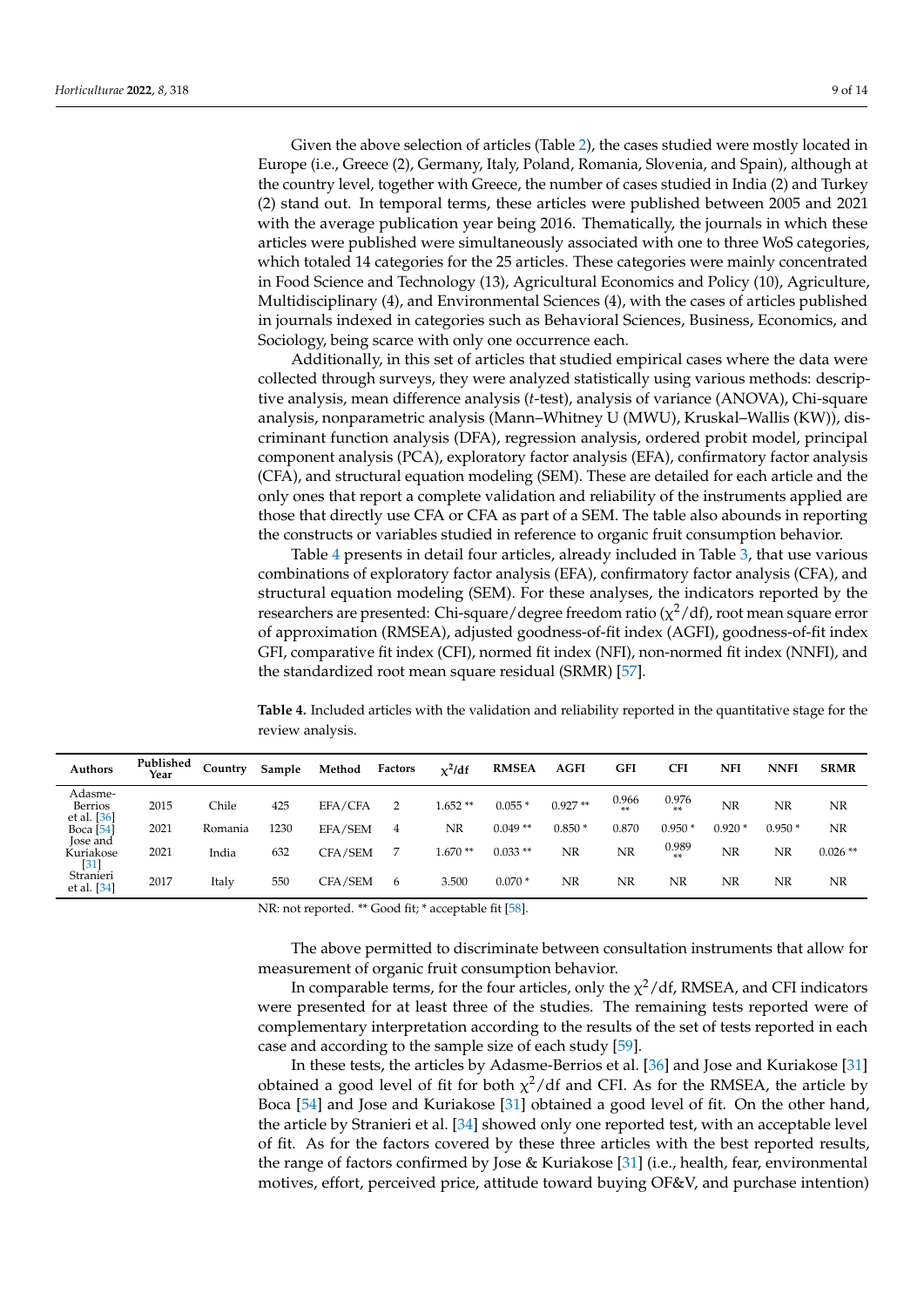Given the above selection of articles (Table 2), the cases studied were mostly located in Europe (i.e., Greece (2), Germany, Italy, Poland, Romania, Slovenia, and Spain), although at the country level, together with Greece, the number of cases studied in India (2) and Turkey (2) stand out. In temporal terms, these articles were published between 2005 and 2021 with the average publication year being 2016. Thematically, the journals in which these articles were published were simultaneously associated with one to three WoS categories, which totaled 14 categories for the 25 articles. These categories were mainly concentrated in Food Science and Technology (13), Agricultural Economics and Policy (10), Agriculture, Multidisciplinary (4), and Environmental Sciences (4), with the cases of articles published in journals indexed in categories such as Behavioral Sciences, Business, Economics, and Sociology, being scarce with only one occurrence each.

Additionally, in this set of articles that studied empirical cases where the data were collected through surveys, they were analyzed statistically using various methods: descriptive analysis, mean difference analysis (*t*-test), analysis of variance (ANOVA), Chi-square analysis, nonparametric analysis (Mann–Whitney U (MWU), Kruskal–Wallis (KW)), discriminant function analysis (DFA), regression analysis, ordered probit model, principal component analysis (PCA), exploratory factor analysis (EFA), confirmatory factor analysis (CFA), and structural equation modeling (SEM). These are detailed for each article and the only ones that report a complete validation and reliability of the instruments applied are those that directly use CFA or CFA as part of a SEM. The table also abounds in reporting the constructs or variables studied in reference to organic fruit consumption behavior.

Table 4 presents in detail four articles, already included in Table 3, that use various combinations of exploratory factor analysis (EFA), confirmatory factor analysis (CFA), and structural equation modeling (SEM). For these analyses, the indicators reported by the researchers are presented: Chi-square/degree freedom ratio ($\chi^2$/df), root mean square error of approximation (RMSEA), adjusted goodness-of-fit index (AGFI), goodness-of-fit index GFI, comparative fit index (CFI), normed fit index (NFI), non-normed fit index (NNFI), and the standardized root mean square residual (SRMR) [57].

**Table 4.** Included articles with the validation and reliability reported in the quantitative stage for the review analysis.

| Authors | Published Year | Country | Sample | Method | Factors | $\chi^2$/df | RMSEA | AGFI | GFI | CFI | NFI | NNFI | SRMR |
|---|---|---|---|---|---|---|---|---|---|---|---|---|---|
| Adasme-Berrios et al. [36] | 2015 | Chile | 425 | EFA/CFA | 2 | 1.652 ** | 0.055 * | 0.927 ** | 0.966 ** | 0.976 ** | NR | NR | NR |
| Boca [54] | 2021 | Romania | 1230 | EFA/SEM | 4 | NR | 0.049 ** | 0.850 * | 0.870 | 0.950 * | 0.920 * | 0.950 * | NR |
| Jose and Kuriakose [31] | 2021 | India | 632 | CFA/SEM | 7 | 1.670 ** | 0.033 ** | NR | NR | 0.989 ** | NR | NR | 0.026 ** |
| Stranieri et al. [34] | 2017 | Italy | 550 | CFA/SEM | 6 | 3.500 | 0.070 * | NR | NR | NR | NR | NR | NR |

NR: not reported. ** Good fit; * acceptable fit [58].

The above permitted to discriminate between consultation instruments that allow for measurement of organic fruit consumption behavior.

In comparable terms, for the four articles, only the $\chi^2$/df, RMSEA, and CFI indicators were presented for at least three of the studies. The remaining tests reported were of complementary interpretation according to the results of the set of tests reported in each case and according to the sample size of each study [59].

In these tests, the articles by Adasme-Berrios et al. [36] and Jose and Kuriakose [31] obtained a good level of fit for both $\chi^2$/df and CFI. As for the RMSEA, the article by Boca [54] and Jose and Kuriakose [31] obtained a good level of fit. On the other hand, the article by Stranieri et al. [34] showed only one reported test, with an acceptable level of fit. As for the factors covered by these three articles with the best reported results, the range of factors confirmed by Jose & Kuriakose [31] (i.e., health, fear, environmental motives, effort, perceived price, attitude toward buying OF&V, and purchase intention)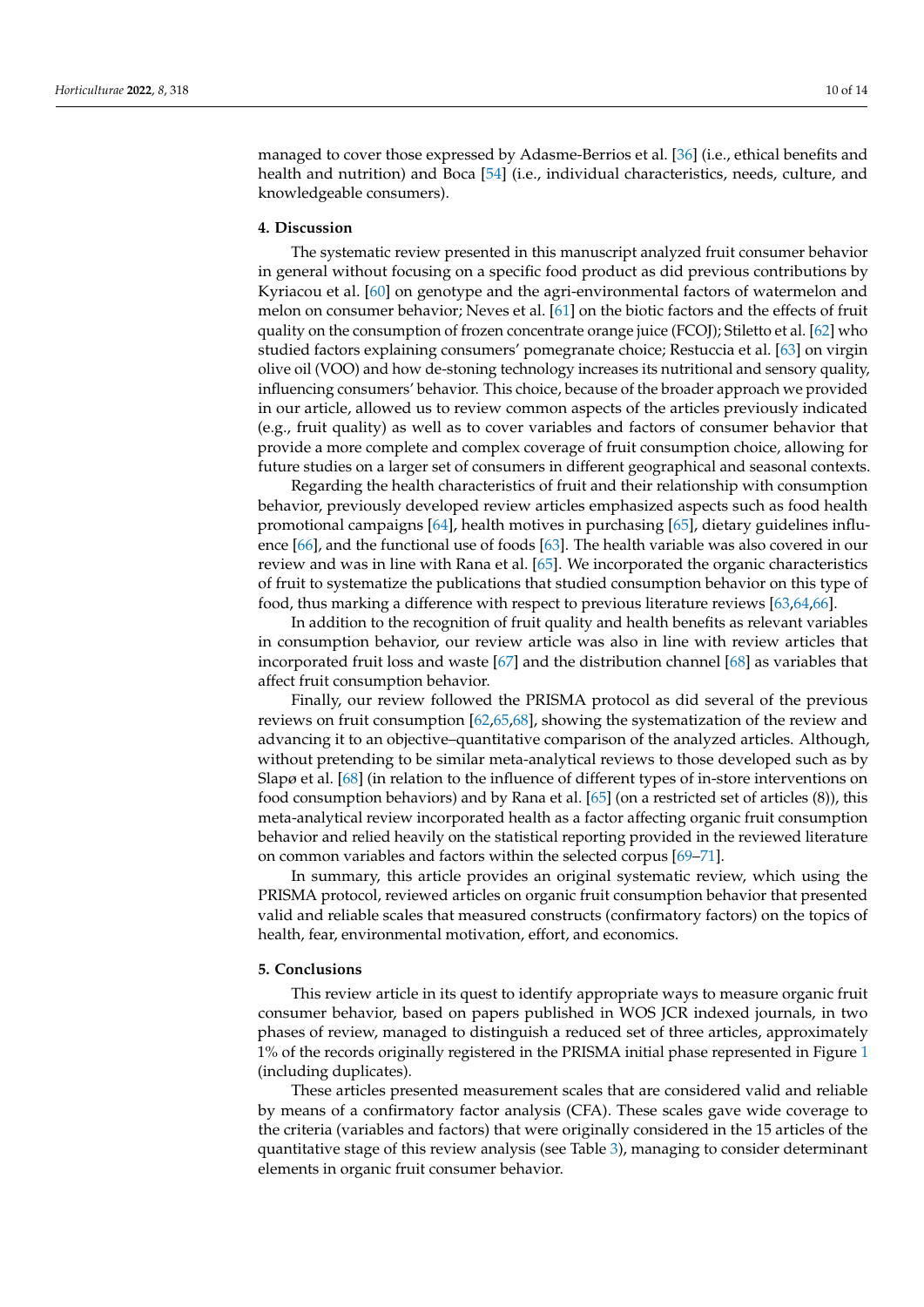managed to cover those expressed by Adasme-Berrios et al. [36] (i.e., ethical benefits and health and nutrition) and Boca [54] (i.e., individual characteristics, needs, culture, and knowledgeable consumers).

## 4. Discussion

The systematic review presented in this manuscript analyzed fruit consumer behavior in general without focusing on a specific food product as did previous contributions by Kyriacou et al. [60] on genotype and the agri-environmental factors of watermelon and melon on consumer behavior; Neves et al. [61] on the biotic factors and the effects of fruit quality on the consumption of frozen concentrate orange juice (FCOJ); Stiletto et al. [62] who studied factors explaining consumers' pomegranate choice; Restuccia et al. [63] on virgin olive oil (VOO) and how de-stoning technology increases its nutritional and sensory quality, influencing consumers' behavior. This choice, because of the broader approach we provided in our article, allowed us to review common aspects of the articles previously indicated (e.g., fruit quality) as well as to cover variables and factors of consumer behavior that provide a more complete and complex coverage of fruit consumption choice, allowing for future studies on a larger set of consumers in different geographical and seasonal contexts.

Regarding the health characteristics of fruit and their relationship with consumption behavior, previously developed review articles emphasized aspects such as food health promotional campaigns [64], health motives in purchasing [65], dietary guidelines influence [66], and the functional use of foods [63]. The health variable was also covered in our review and was in line with Rana et al. [65]. We incorporated the organic characteristics of fruit to systematize the publications that studied consumption behavior on this type of food, thus marking a difference with respect to previous literature reviews [63,64,66].

In addition to the recognition of fruit quality and health benefits as relevant variables in consumption behavior, our review article was also in line with review articles that incorporated fruit loss and waste [67] and the distribution channel [68] as variables that affect fruit consumption behavior.

Finally, our review followed the PRISMA protocol as did several of the previous reviews on fruit consumption [62,65,68], showing the systematization of the review and advancing it to an objective–quantitative comparison of the analyzed articles. Although, without pretending to be similar meta-analytical reviews to those developed such as by Slapø et al. [68] (in relation to the influence of different types of in-store interventions on food consumption behaviors) and by Rana et al. [65] (on a restricted set of articles (8)), this meta-analytical review incorporated health as a factor affecting organic fruit consumption behavior and relied heavily on the statistical reporting provided in the reviewed literature on common variables and factors within the selected corpus [69–71].

In summary, this article provides an original systematic review, which using the PRISMA protocol, reviewed articles on organic fruit consumption behavior that presented valid and reliable scales that measured constructs (confirmatory factors) on the topics of health, fear, environmental motivation, effort, and economics.

## 5. Conclusions

This review article in its quest to identify appropriate ways to measure organic fruit consumer behavior, based on papers published in WOS JCR indexed journals, in two phases of review, managed to distinguish a reduced set of three articles, approximately 1% of the records originally registered in the PRISMA initial phase represented in Figure 1 (including duplicates).

These articles presented measurement scales that are considered valid and reliable by means of a confirmatory factor analysis (CFA). These scales gave wide coverage to the criteria (variables and factors) that were originally considered in the 15 articles of the quantitative stage of this review analysis (see Table 3), managing to consider determinant elements in organic fruit consumer behavior.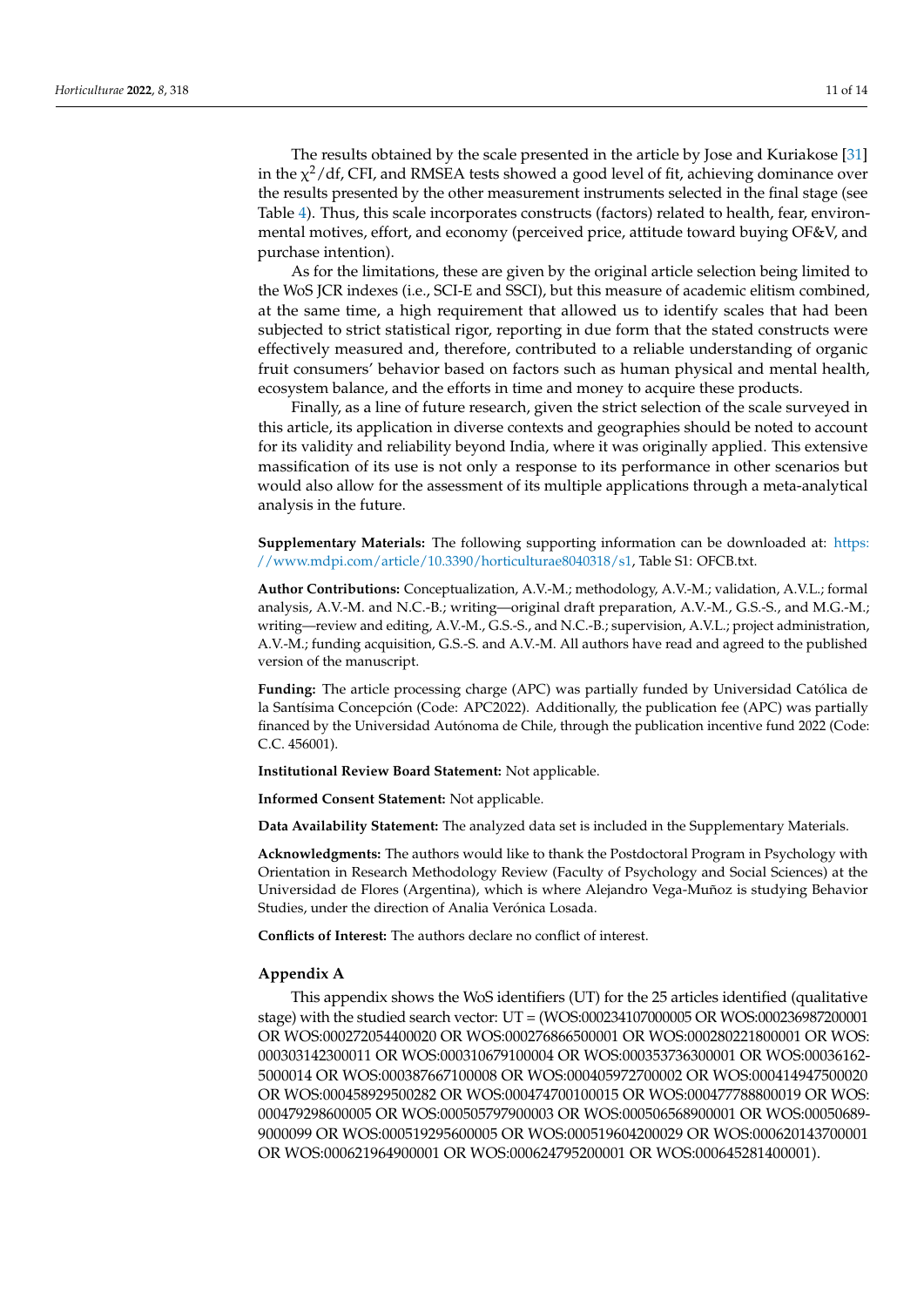The results obtained by the scale presented in the article by Jose and Kuriakose [31] in the $\chi^2$/df, CFI, and RMSEA tests showed a good level of fit, achieving dominance over the results presented by the other measurement instruments selected in the final stage (see Table 4). Thus, this scale incorporates constructs (factors) related to health, fear, environmental motives, effort, and economy (perceived price, attitude toward buying OF&V, and purchase intention).

As for the limitations, these are given by the original article selection being limited to the WoS JCR indexes (i.e., SCI-E and SSCI), but this measure of academic elitism combined, at the same time, a high requirement that allowed us to identify scales that had been subjected to strict statistical rigor, reporting in due form that the stated constructs were effectively measured and, therefore, contributed to a reliable understanding of organic fruit consumers' behavior based on factors such as human physical and mental health, ecosystem balance, and the efforts in time and money to acquire these products.

Finally, as a line of future research, given the strict selection of the scale surveyed in this article, its application in diverse contexts and geographies should be noted to account for its validity and reliability beyond India, where it was originally applied. This extensive massification of its use is not only a response to its performance in other scenarios but would also allow for the assessment of its multiple applications through a meta-analytical analysis in the future.

**Supplementary Materials:** The following supporting information can be downloaded at: https://www.mdpi.com/article/10.3390/horticulturae8040318/s1, Table S1: OFCB.txt.

**Author Contributions:** Conceptualization, A.V.-M.; methodology, A.V.-M.; validation, A.V.L.; formal analysis, A.V.-M. and N.C.-B.; writing—original draft preparation, A.V.-M., G.S.-S., and M.G.-M.; writing—review and editing, A.V.-M., G.S.-S., and N.C.-B.; supervision, A.V.L.; project administration, A.V.-M.; funding acquisition, G.S.-S. and A.V.-M. All authors have read and agreed to the published version of the manuscript.

**Funding:** The article processing charge (APC) was partially funded by Universidad Católica de la Santísima Concepción (Code: APC2022). Additionally, the publication fee (APC) was partially financed by the Universidad Autónoma de Chile, through the publication incentive fund 2022 (Code: C.C. 456001).

**Institutional Review Board Statement:** Not applicable.

**Informed Consent Statement:** Not applicable.

**Data Availability Statement:** The analyzed data set is included in the Supplementary Materials.

**Acknowledgments:** The authors would like to thank the Postdoctoral Program in Psychology with Orientation in Research Methodology Review (Faculty of Psychology and Social Sciences) at the Universidad de Flores (Argentina), which is where Alejandro Vega-Muñoz is studying Behavior Studies, under the direction of Analia Verónica Losada.

**Conflicts of Interest:** The authors declare no conflict of interest.

## Appendix A

This appendix shows the WoS identifiers (UT) for the 25 articles identified (qualitative stage) with the studied search vector: UT = (WOS:000234107000005 OR WOS:000236987200001 OR WOS:000272054400020 OR WOS:000276866500001 OR WOS:000280221800001 OR WOS:000303142300011 OR WOS:000310679100004 OR WOS:000353736300001 OR WOS:000361625000014 OR WOS:000387667100008 OR WOS:000405972700002 OR WOS:000414947500020 OR WOS:000458929500282 OR WOS:000474700100015 OR WOS:000477788800019 OR WOS:000479298600005 OR WOS:000505797900003 OR WOS:000506568900001 OR WOS:000506899000099 OR WOS:000519295600005 OR WOS:000519604200029 OR WOS:000620143700001 OR WOS:000621964900001 OR WOS:000624795200001 OR WOS:000645281400001).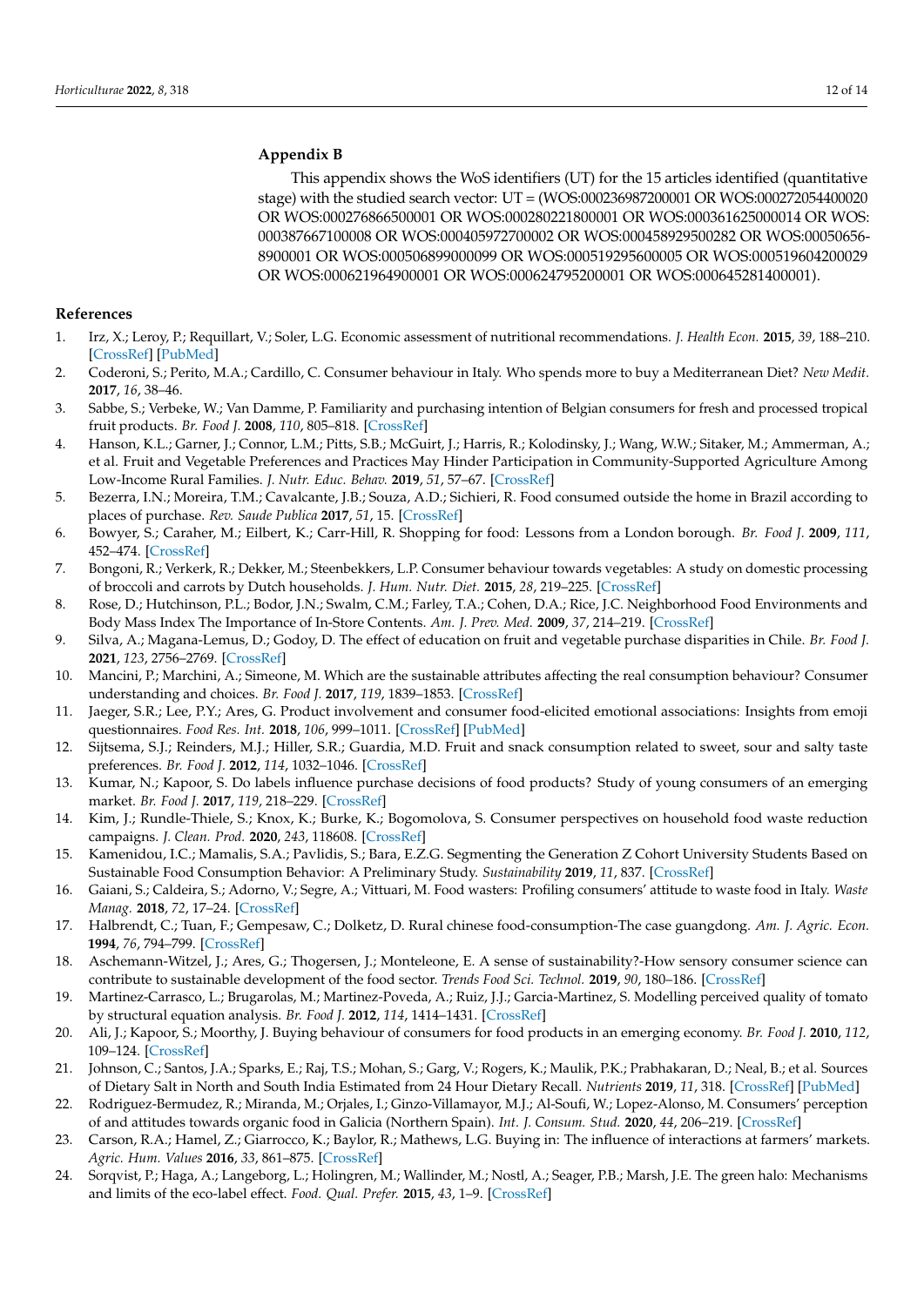## Appendix B

This appendix shows the WoS identifiers (UT) for the 15 articles identified (quantitative stage) with the studied search vector: UT = (WOS:000236987200001 OR WOS:000272054400020 OR WOS:000276866500001 OR WOS:000280221800001 OR WOS:000361625000014 OR WOS:000387667100008 OR WOS:000405972700002 OR WOS:000458929500282 OR WOS:000506568900001 OR WOS:000506899000099 OR WOS:000519295600005 OR WOS:000519604200029 OR WOS:000621964900001 OR WOS:000624795200001 OR WOS:000645281400001).

## References

1. Irz, X.; Leroy, P.; Requillart, V.; Soler, L.G. Economic assessment of nutritional recommendations. *J. Health Econ.* **2015**, *39*, 188–210. [CrossRef] [PubMed]
2. Coderoni, S.; Perito, M.A.; Cardillo, C. Consumer behaviour in Italy. Who spends more to buy a Mediterranean Diet? *New Medit.* **2017**, *16*, 38–46.
3. Sabbe, S.; Verbeke, W.; Van Damme, P. Familiarity and purchasing intention of Belgian consumers for fresh and processed tropical fruit products. *Br. Food J.* **2008**, *110*, 805–818. [CrossRef]
4. Hanson, K.L.; Garner, J.; Connor, L.M.; Pitts, S.B.; McGuirt, J.; Harris, R.; Kolodinsky, J.; Wang, W.W.; Sitaker, M.; Ammerman, A.; et al. Fruit and Vegetable Preferences and Practices May Hinder Participation in Community-Supported Agriculture Among Low-Income Rural Families. *J. Nutr. Educ. Behav.* **2019**, *51*, 57–67. [CrossRef]
5. Bezerra, I.N.; Moreira, T.M.; Cavalcante, J.B.; Souza, A.D.; Sichieri, R. Food consumed outside the home in Brazil according to places of purchase. *Rev. Saude Publica* **2017**, *51*, 15. [CrossRef]
6. Bowyer, S.; Caraher, M.; Eilbert, K.; Carr-Hill, R. Shopping for food: Lessons from a London borough. *Br. Food J.* **2009**, *111*, 452–474. [CrossRef]
7. Bongoni, R.; Verkerk, R.; Dekker, M.; Steenbekkers, L.P. Consumer behaviour towards vegetables: A study on domestic processing of broccoli and carrots by Dutch households. *J. Hum. Nutr. Diet.* **2015**, *28*, 219–225. [CrossRef]
8. Rose, D.; Hutchinson, P.L.; Bodor, J.N.; Swalm, C.M.; Farley, T.A.; Cohen, D.A.; Rice, J.C. Neighborhood Food Environments and Body Mass Index The Importance of In-Store Contents. *Am. J. Prev. Med.* **2009**, *37*, 214–219. [CrossRef]
9. Silva, A.; Magana-Lemus, D.; Godoy, D. The effect of education on fruit and vegetable purchase disparities in Chile. *Br. Food J.* **2021**, *123*, 2756–2769. [CrossRef]
10. Mancini, P.; Marchini, A.; Simeone, M. Which are the sustainable attributes affecting the real consumption behaviour? Consumer understanding and choices. *Br. Food J.* **2017**, *119*, 1839–1853. [CrossRef]
11. Jaeger, S.R.; Lee, P.Y.; Ares, G. Product involvement and consumer food-elicited emotional associations: Insights from emoji questionnaires. *Food Res. Int.* **2018**, *106*, 999–1011. [CrossRef] [PubMed]
12. Sijtsema, S.J.; Reinders, M.J.; Hiller, S.R.; Guardia, M.D. Fruit and snack consumption related to sweet, sour and salty taste preferences. *Br. Food J.* **2012**, *114*, 1032–1046. [CrossRef]
13. Kumar, N.; Kapoor, S. Do labels influence purchase decisions of food products? Study of young consumers of an emerging market. *Br. Food J.* **2017**, *119*, 218–229. [CrossRef]
14. Kim, J.; Rundle-Thiele, S.; Knox, K.; Burke, K.; Bogomolova, S. Consumer perspectives on household food waste reduction campaigns. *J. Clean. Prod.* **2020**, *243*, 118608. [CrossRef]
15. Kamenidou, I.C.; Mamalis, S.A.; Pavlidis, S.; Bara, E.Z.G. Segmenting the Generation Z Cohort University Students Based on Sustainable Food Consumption Behavior: A Preliminary Study. *Sustainability* **2019**, *11*, 837. [CrossRef]
16. Gaiani, S.; Caldeira, S.; Adorno, V.; Segre, A.; Vittuari, M. Food wasters: Profiling consumers' attitude to waste food in Italy. *Waste Manag.* **2018**, *72*, 17–24. [CrossRef]
17. Halbrendt, C.; Tuan, F.; Gempesaw, C.; Dolketz, D. Rural chinese food-consumption-The case guangdong. *Am. J. Agric. Econ.* **1994**, *76*, 794–799. [CrossRef]
18. Aschemann-Witzel, J.; Ares, G.; Thogersen, J.; Monteleone, E. A sense of sustainability?-How sensory consumer science can contribute to sustainable development of the food sector. *Trends Food Sci. Technol.* **2019**, *90*, 180–186. [CrossRef]
19. Martinez-Carrasco, L.; Brugarolas, M.; Martinez-Poveda, A.; Ruiz, J.J.; Garcia-Martinez, S. Modelling perceived quality of tomato by structural equation analysis. *Br. Food J.* **2012**, *114*, 1414–1431. [CrossRef]
20. Ali, J.; Kapoor, S.; Moorthy, J. Buying behaviour of consumers for food products in an emerging economy. *Br. Food J.* **2010**, *112*, 109–124. [CrossRef]
21. Johnson, C.; Santos, J.A.; Sparks, E.; Raj, T.S.; Mohan, S.; Garg, V.; Rogers, K.; Maulik, P.K.; Prabhakaran, D.; Neal, B.; et al. Sources of Dietary Salt in North and South India Estimated from 24 Hour Dietary Recall. *Nutrients* **2019**, *11*, 318. [CrossRef] [PubMed]
22. Rodriguez-Bermudez, R.; Miranda, M.; Orjales, I.; Ginzo-Villamayor, M.J.; Al-Soufi, W.; Lopez-Alonso, M. Consumers' perception of and attitudes towards organic food in Galicia (Northern Spain). *Int. J. Consum. Stud.* **2020**, *44*, 206–219. [CrossRef]
23. Carson, R.A.; Hamel, Z.; Giarrocco, K.; Baylor, R.; Mathews, L.G. Buying in: The influence of interactions at farmers' markets. *Agric. Hum. Values* **2016**, *33*, 861–875. [CrossRef]
24. Sorqvist, P.; Haga, A.; Langeborg, L.; Holingren, M.; Wallinder, M.; Nostl, A.; Seager, P.B.; Marsh, J.E. The green halo: Mechanisms and limits of the eco-label effect. *Food. Qual. Prefer.* **2015**, *43*, 1–9. [CrossRef]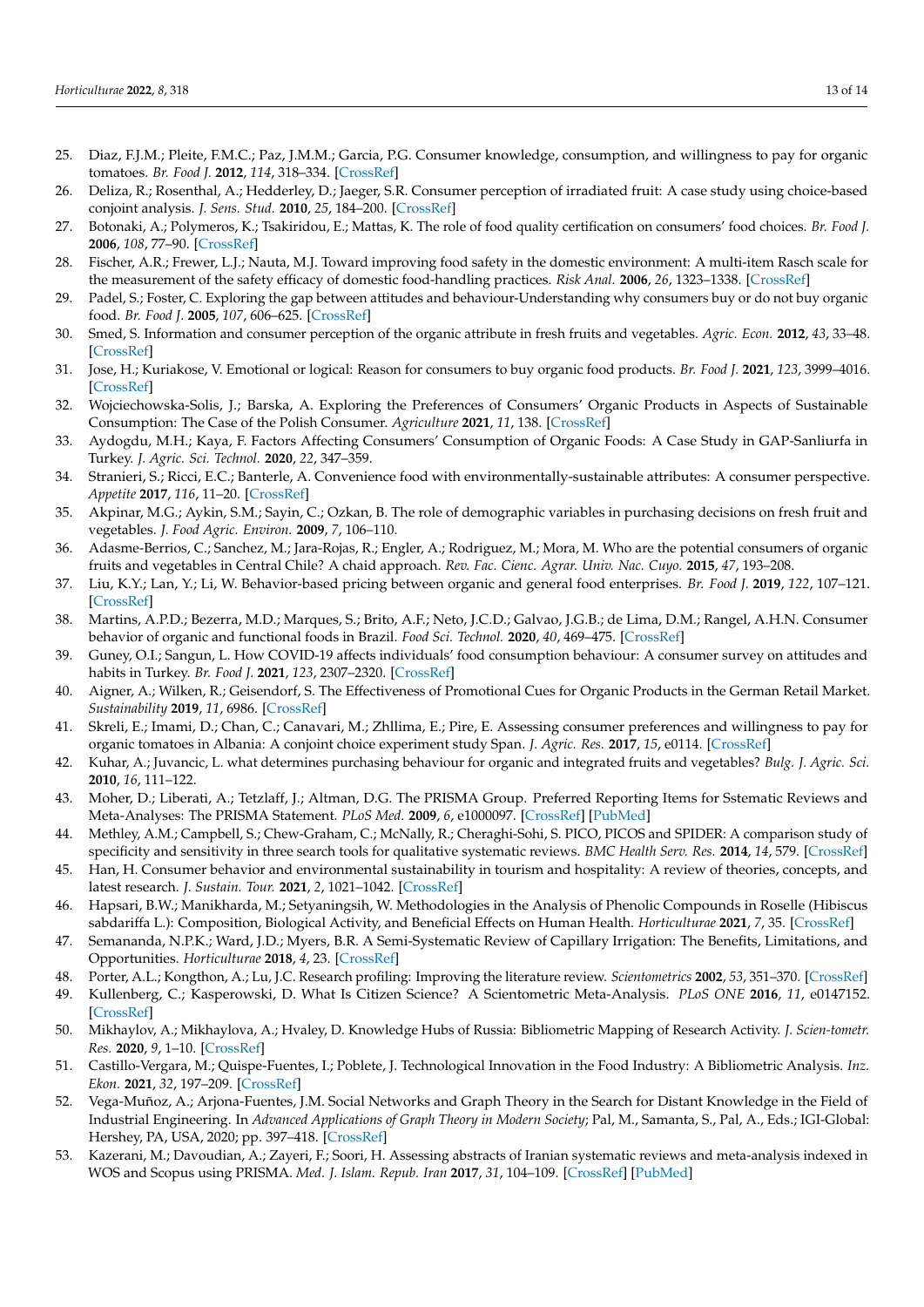25. Diaz, F.J.M.; Pleite, F.M.C.; Paz, J.M.M.; Garcia, P.G. Consumer knowledge, consumption, and willingness to pay for organic tomatoes. *Br. Food J.* **2012**, *114*, 318–334. [CrossRef]
26. Deliza, R.; Rosenthal, A.; Hedderley, D.; Jaeger, S.R. Consumer perception of irradiated fruit: A case study using choice-based conjoint analysis. *J. Sens. Stud.* **2010**, *25*, 184–200. [CrossRef]
27. Botonaki, A.; Polymeros, K.; Tsakiridou, E.; Mattas, K. The role of food quality certification on consumers' food choices. *Br. Food J.* **2006**, *108*, 77–90. [CrossRef]
28. Fischer, A.R.; Frewer, L.J.; Nauta, M.J. Toward improving food safety in the domestic environment: A multi-item Rasch scale for the measurement of the safety efficacy of domestic food-handling practices. *Risk Anal.* **2006**, *26*, 1323–1338. [CrossRef]
29. Padel, S.; Foster, C. Exploring the gap between attitudes and behaviour-Understanding why consumers buy or do not buy organic food. *Br. Food J.* **2005**, *107*, 606–625. [CrossRef]
30. Smed, S. Information and consumer perception of the organic attribute in fresh fruits and vegetables. *Agric. Econ.* **2012**, *43*, 33–48. [CrossRef]
31. Jose, H.; Kuriakose, V. Emotional or logical: Reason for consumers to buy organic food products. *Br. Food J.* **2021**, *123*, 3999–4016. [CrossRef]
32. Wojciechowska-Solis, J.; Barska, A. Exploring the Preferences of Consumers' Organic Products in Aspects of Sustainable Consumption: The Case of the Polish Consumer. *Agriculture* **2021**, *11*, 138. [CrossRef]
33. Aydogdu, M.H.; Kaya, F. Factors Affecting Consumers' Consumption of Organic Foods: A Case Study in GAP-Sanliurfa in Turkey. *J. Agric. Sci. Technol.* **2020**, *22*, 347–359.
34. Stranieri, S.; Ricci, E.C.; Banterle, A. Convenience food with environmentally-sustainable attributes: A consumer perspective. *Appetite* **2017**, *116*, 11–20. [CrossRef]
35. Akpinar, M.G.; Aykin, S.M.; Sayin, C.; Ozkan, B. The role of demographic variables in purchasing decisions on fresh fruit and vegetables. *J. Food Agric. Environ.* **2009**, *7*, 106–110.
36. Adasme-Berrios, C.; Sanchez, M.; Jara-Rojas, R.; Engler, A.; Rodriguez, M.; Mora, M. Who are the potential consumers of organic fruits and vegetables in Central Chile? A chaid approach. *Rev. Fac. Cienc. Agrar. Univ. Nac. Cuyo.* **2015**, *47*, 193–208.
37. Liu, K.Y.; Lan, Y.; Li, W. Behavior-based pricing between organic and general food enterprises. *Br. Food J.* **2019**, *122*, 107–121. [CrossRef]
38. Martins, A.P.D.; Bezerra, M.D.; Marques, S.; Brito, A.F.; Neto, J.C.D.; Galvao, J.G.B.; de Lima, D.M.; Rangel, A.H.N. Consumer behavior of organic and functional foods in Brazil. *Food Sci. Technol.* **2020**, *40*, 469–475. [CrossRef]
39. Guney, O.I.; Sangun, L. How COVID-19 affects individuals' food consumption behaviour: A consumer survey on attitudes and habits in Turkey. *Br. Food J.* **2021**, *123*, 2307–2320. [CrossRef]
40. Aigner, A.; Wilken, R.; Geisendorf, S. The Effectiveness of Promotional Cues for Organic Products in the German Retail Market. *Sustainability* **2019**, *11*, 6986. [CrossRef]
41. Skreli, E.; Imami, D.; Chan, C.; Canavari, M.; Zhllima, E.; Pire, E. Assessing consumer preferences and willingness to pay for organic tomatoes in Albania: A conjoint choice experiment study Span. *J. Agric. Res.* **2017**, *15*, e0114. [CrossRef]
42. Kuhar, A.; Juvancic, L. what determines purchasing behaviour for organic and integrated fruits and vegetables? *Bulg. J. Agric. Sci.* **2010**, *16*, 111–122.
43. Moher, D.; Liberati, A.; Tetzlaff, J.; Altman, D.G. The PRISMA Group. Preferred Reporting Items for Sstematic Reviews and Meta-Analyses: The PRISMA Statement. *PLoS Med.* **2009**, *6*, e1000097. [CrossRef] [PubMed]
44. Methley, A.M.; Campbell, S.; Chew-Graham, C.; McNally, R.; Cheraghi-Sohi, S. PICO, PICOS and SPIDER: A comparison study of specificity and sensitivity in three search tools for qualitative systematic reviews. *BMC Health Serv. Res.* **2014**, *14*, 579. [CrossRef]
45. Han, H. Consumer behavior and environmental sustainability in tourism and hospitality: A review of theories, concepts, and latest research. *J. Sustain. Tour.* **2021**, *2*, 1021–1042. [CrossRef]
46. Hapsari, B.W.; Manikharda, M.; Setyaningsih, W. Methodologies in the Analysis of Phenolic Compounds in Roselle (Hibiscus sabdariffa L.): Composition, Biological Activity, and Beneficial Effects on Human Health. *Horticulturae* **2021**, *7*, 35. [CrossRef]
47. Semananda, N.P.K.; Ward, J.D.; Myers, B.R. A Semi-Systematic Review of Capillary Irrigation: The Benefits, Limitations, and Opportunities. *Horticulturae* **2018**, *4*, 23. [CrossRef]
48. Porter, A.L.; Kongthon, A.; Lu, J.C. Research profiling: Improving the literature review. *Scientometrics* **2002**, *53*, 351–370. [CrossRef]
49. Kullenberg, C.; Kasperowski, D. What Is Citizen Science? A Scientometric Meta-Analysis. *PLoS ONE* **2016**, *11*, e0147152. [CrossRef]
50. Mikhaylov, A.; Mikhaylova, A.; Hvaley, D. Knowledge Hubs of Russia: Bibliometric Mapping of Research Activity. *J. Scien-tometr. Res.* **2020**, *9*, 1–10. [CrossRef]
51. Castillo-Vergara, M.; Quispe-Fuentes, I.; Poblete, J. Technological Innovation in the Food Industry: A Bibliometric Analysis. *Inz. Ekon.* **2021**, *32*, 197–209. [CrossRef]
52. Vega-Muñoz, A.; Arjona-Fuentes, J.M. Social Networks and Graph Theory in the Search for Distant Knowledge in the Field of Industrial Engineering. In *Advanced Applications of Graph Theory in Modern Society*; Pal, M., Samanta, S., Pal, A., Eds.; IGI-Global: Hershey, PA, USA, 2020; pp. 397–418. [CrossRef]
53. Kazerani, M.; Davoudian, A.; Zayeri, F.; Soori, H. Assessing abstracts of Iranian systematic reviews and meta-analysis indexed in WOS and Scopus using PRISMA. *Med. J. Islam. Repub. Iran* **2017**, *31*, 104–109. [CrossRef] [PubMed]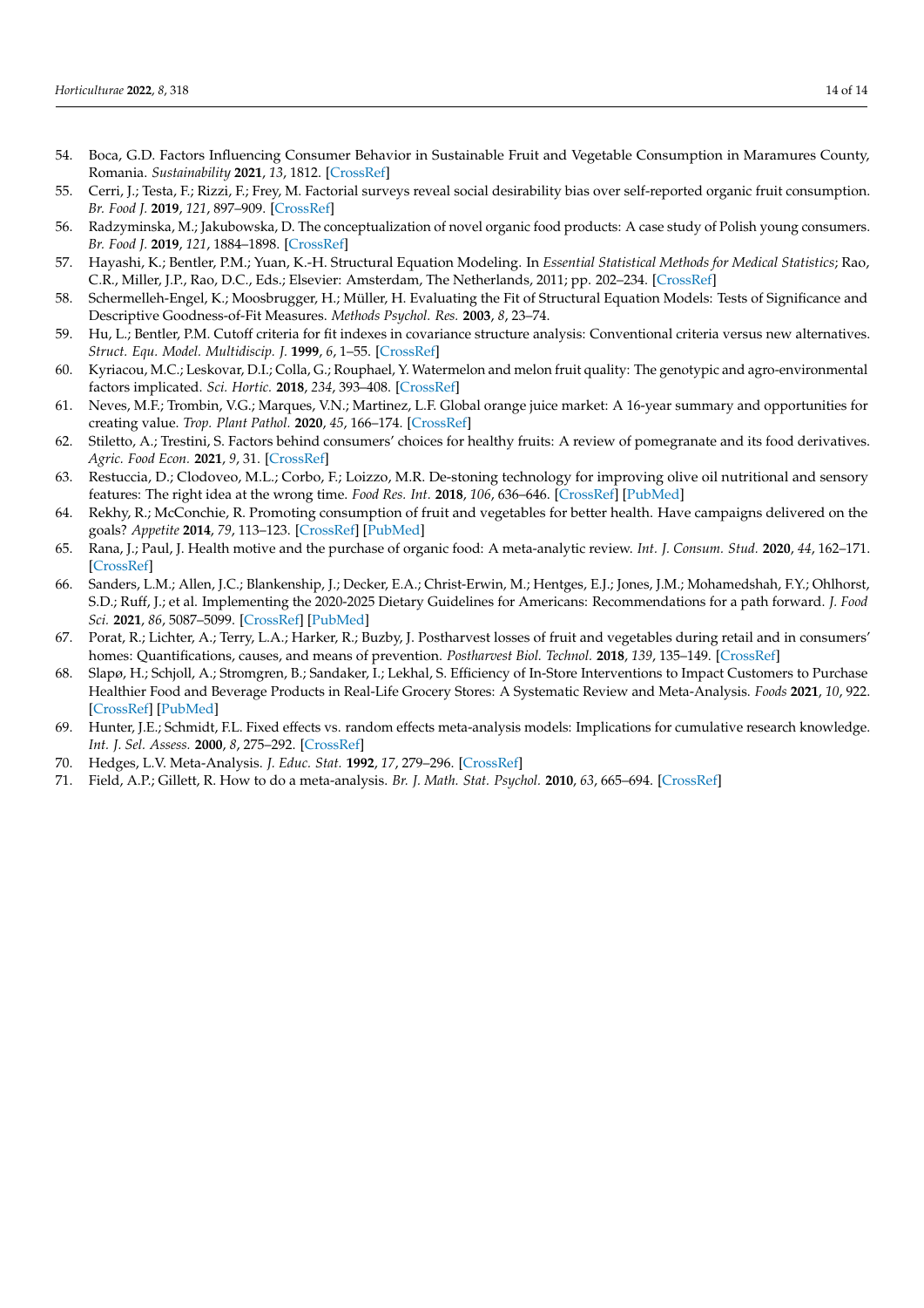54. Boca, G.D. Factors Influencing Consumer Behavior in Sustainable Fruit and Vegetable Consumption in Maramures County, Romania. *Sustainability* **2021**, *13*, 1812. [CrossRef]
55. Cerri, J.; Testa, F.; Rizzi, F.; Frey, M. Factorial surveys reveal social desirability bias over self-reported organic fruit consumption. *Br. Food J.* **2019**, *121*, 897–909. [CrossRef]
56. Radzyminska, M.; Jakubowska, D. The conceptualization of novel organic food products: A case study of Polish young consumers. *Br. Food J.* **2019**, *121*, 1884–1898. [CrossRef]
57. Hayashi, K.; Bentler, P.M.; Yuan, K.-H. Structural Equation Modeling. In *Essential Statistical Methods for Medical Statistics*; Rao, C.R., Miller, J.P., Rao, D.C., Eds.; Elsevier: Amsterdam, The Netherlands, 2011; pp. 202–234. [CrossRef]
58. Schermelleh-Engel, K.; Moosbrugger, H.; Müller, H. Evaluating the Fit of Structural Equation Models: Tests of Significance and Descriptive Goodness-of-Fit Measures. *Methods Psychol. Res.* **2003**, *8*, 23–74.
59. Hu, L.; Bentler, P.M. Cutoff criteria for fit indexes in covariance structure analysis: Conventional criteria versus new alternatives. *Struct. Equ. Model. Multidiscip. J.* **1999**, *6*, 1–55. [CrossRef]
60. Kyriacou, M.C.; Leskovar, D.I.; Colla, G.; Rouphael, Y. Watermelon and melon fruit quality: The genotypic and agro-environmental factors implicated. *Sci. Hortic.* **2018**, *234*, 393–408. [CrossRef]
61. Neves, M.F.; Trombin, V.G.; Marques, V.N.; Martinez, L.F. Global orange juice market: A 16-year summary and opportunities for creating value. *Trop. Plant Pathol.* **2020**, *45*, 166–174. [CrossRef]
62. Stiletto, A.; Trestini, S. Factors behind consumers' choices for healthy fruits: A review of pomegranate and its food derivatives. *Agric. Food Econ.* **2021**, *9*, 31. [CrossRef]
63. Restuccia, D.; Clodoveo, M.L.; Corbo, F.; Loizzo, M.R. De-stoning technology for improving olive oil nutritional and sensory features: The right idea at the wrong time. *Food Res. Int.* **2018**, *106*, 636–646. [CrossRef] [PubMed]
64. Rekhy, R.; McConchie, R. Promoting consumption of fruit and vegetables for better health. Have campaigns delivered on the goals? *Appetite* **2014**, *79*, 113–123. [CrossRef] [PubMed]
65. Rana, J.; Paul, J. Health motive and the purchase of organic food: A meta-analytic review. *Int. J. Consum. Stud.* **2020**, *44*, 162–171. [CrossRef]
66. Sanders, L.M.; Allen, J.C.; Blankenship, J.; Decker, E.A.; Christ-Erwin, M.; Hentges, E.J.; Jones, J.M.; Mohamedshah, F.Y.; Ohlhorst, S.D.; Ruff, J.; et al. Implementing the 2020-2025 Dietary Guidelines for Americans: Recommendations for a path forward. *J. Food Sci.* **2021**, *86*, 5087–5099. [CrossRef] [PubMed]
67. Porat, R.; Lichter, A.; Terry, L.A.; Harker, R.; Buzby, J. Postharvest losses of fruit and vegetables during retail and in consumers' homes: Quantifications, causes, and means of prevention. *Postharvest Biol. Technol.* **2018**, *139*, 135–149. [CrossRef]
68. Slapø, H.; Schjoll, A.; Stromgren, B.; Sandaker, I.; Lekhal, S. Efficiency of In-Store Interventions to Impact Customers to Purchase Healthier Food and Beverage Products in Real-Life Grocery Stores: A Systematic Review and Meta-Analysis. *Foods* **2021**, *10*, 922. [CrossRef] [PubMed]
69. Hunter, J.E.; Schmidt, F.L. Fixed effects vs. random effects meta-analysis models: Implications for cumulative research knowledge. *Int. J. Sel. Assess.* **2000**, *8*, 275–292. [CrossRef]
70. Hedges, L.V. Meta-Analysis. *J. Educ. Stat.* **1992**, *17*, 279–296. [CrossRef]
71. Field, A.P.; Gillett, R. How to do a meta-analysis. *Br. J. Math. Stat. Psychol.* **2010**, *63*, 665–694. [CrossRef]